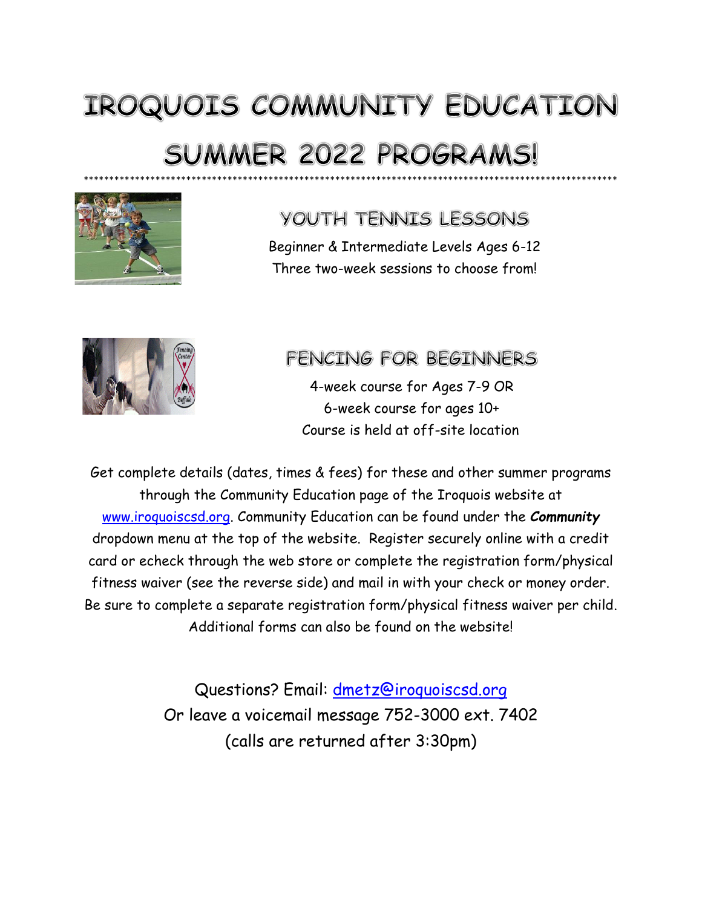# IROQUOIS COMMUNITY EDUCATION

# SUMMER 2022 PROGRAMS!

*****************************************************************************************************

## YOUTH TENNIS LESSONS

Beginner & Intermediate Levels Ages 6-12

Three two-week sessions to choose from!

## FENCING FOR BEGINNERS

4-week course for Ages 7-9 OR

6-week course for ages 10+

Course is held at off-site location

Get complete details (dates, times & fees) for these and other summer programs through the Community Education page of the Iroquois website at www.iroquoiscsd.org. Community Education can be found under the ***Community*** dropdown menu at the top of the website. Register securely online with a credit card or echeck through the web store or complete the registration form/physical fitness waiver (see the reverse side) and mail in with your check or money order. Be sure to complete a separate registration form/physical fitness waiver per child. Additional forms can also be found on the website!

Questions? Email: dmetz@iroquoiscsd.org

Or leave a voicemail message 752-3000 ext. 7402

(calls are returned after 3:30pm)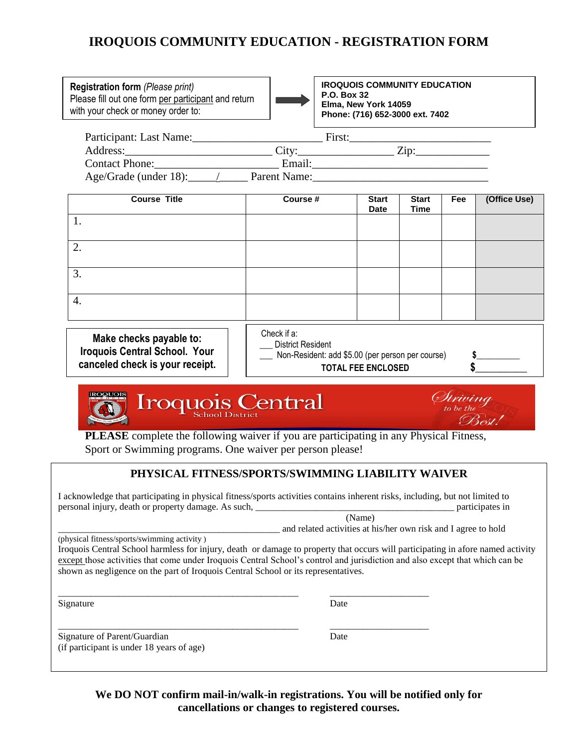# IROQUOIS COMMUNITY EDUCATION - REGISTRATION FORM

**Registration form** *(Please print)*
Please fill out one form per participant and return with your check or money order to:

**IROQUOIS COMMUNITY EDUCATION**
**P.O. Box 32**
**Elma, New York 14059**
**Phone: (716) 652-3000 ext. 7402**

Participant: Last Name:______________________ First:_________________________
Address:__________________________ City:________________ Zip:_____________
Contact Phone:_____________________ Email:_______________________________
Age/Grade (under 18):_____/_____ Parent Name:_____________________________

| Course Title | Course # | Start Date | Start Time | Fee | (Office Use) |
|---|---|---|---|---|---|
| 1. | | | | | |
| 2. | | | | | |
| 3. | | | | | |
| 4. | | | | | |

**Make checks payable to: Iroquois Central School. Your canceled check is your receipt.**

Check if a:
___ District Resident
___ Non-Resident: add $5.00 (per person per course) $_________
**TOTAL FEE ENCLOSED** $___________

Iroquois Central School District — Striving to be the Best!

**PLEASE** complete the following waiver if you are participating in any Physical Fitness, Sport or Swimming programs. One waiver per person please!

## PHYSICAL FITNESS/SPORTS/SWIMMING LIABILITY WAIVER

I acknowledge that participating in physical fitness/sports activities contains inherent risks, including, but not limited to personal injury, death or property damage. As such, ___________________________________________ participates in
(Name)
_______________________________________________ and related activities at his/her own risk and I agree to hold
(physical fitness/sports/swimming activity )
Iroquois Central School harmless for injury, death or damage to property that occurs will participating in afore named activity except those activities that come under Iroquois Central School's control and jurisdiction and also except that which can be shown as negligence on the part of Iroquois Central School or its representatives.

_____________________________________________ _____________________
Signature Date

_____________________________________________ _____________________
Signature of Parent/Guardian Date
(if participant is under 18 years of age)

**We DO NOT confirm mail-in/walk-in registrations. You will be notified only for cancellations or changes to registered courses.**